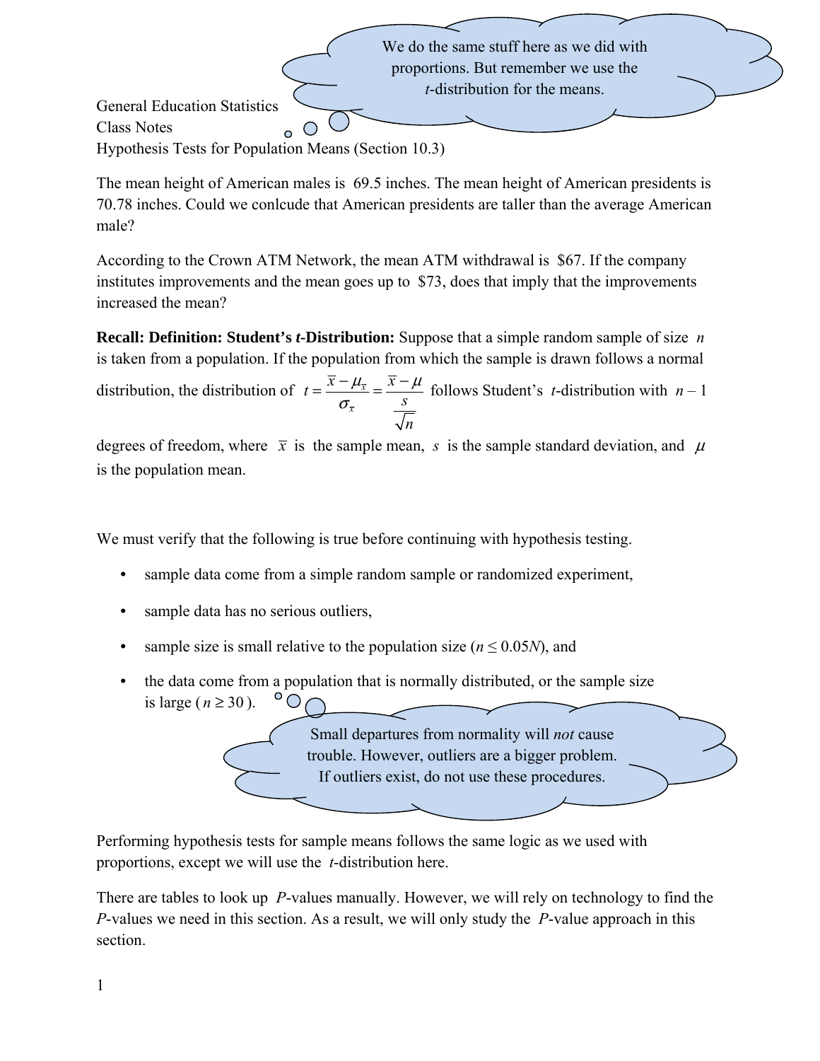We do the same stuff here as we did with proportions. But remember we use the *t*-distribution for the means.

General Education Statistics
Class Notes
Hypothesis Tests for Population Means (Section 10.3)

The mean height of American males is 69.5 inches. The mean height of American presidents is 70.78 inches. Could we conlcude that American presidents are taller than the average American male?

According to the Crown ATM Network, the mean ATM withdrawal is $67. If the company institutes improvements and the mean goes up to $73, does that imply that the improvements increased the mean?

**Recall: Definition: Student's *t*-Distribution:** Suppose that a simple random sample of size $n$ is taken from a population. If the population from which the sample is drawn follows a normal distribution, the distribution of $t = \frac{\bar{x} - \mu_{\bar{x}}}{\sigma_{\bar{x}}} = \frac{\bar{x} - \mu}{\frac{s}{\sqrt{n}}}$ follows Student's $t$-distribution with $n - 1$ degrees of freedom, where $\bar{x}$ is the sample mean, $s$ is the sample standard deviation, and $\mu$ is the population mean.

We must verify that the following is true before continuing with hypothesis testing.

- sample data come from a simple random sample or randomized experiment,
- sample data has no serious outliers,
- sample size is small relative to the population size ($n \leq 0.05N$), and
- the data come from a population that is normally distributed, or the sample size is large ($n \geq 30$).

Small departures from normality will *not* cause trouble. However, outliers are a bigger problem. If outliers exist, do not use these procedures.

Performing hypothesis tests for sample means follows the same logic as we used with proportions, except we will use the $t$-distribution here.

There are tables to look up $P$-values manually. However, we will rely on technology to find the $P$-values we need in this section. As a result, we will only study the $P$-value approach in this section.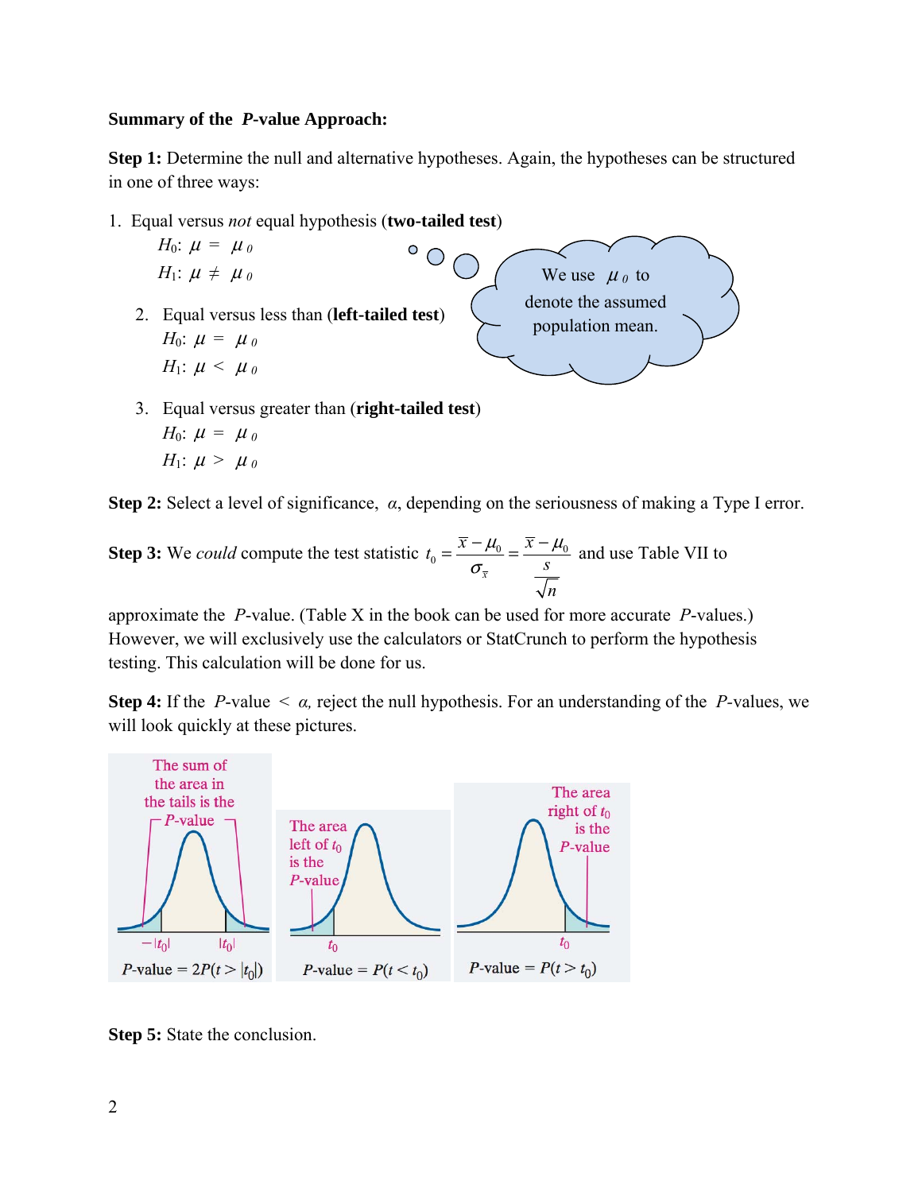**Summary of the *P*-value Approach:**

**Step 1:** Determine the null and alternative hypotheses. Again, the hypotheses can be structured in one of three ways:

1. Equal versus *not* equal hypothesis (**two-tailed test**)
   $H_0$: $\mu = \mu_0$
   $H_1$: $\mu \neq \mu_0$

2. Equal versus less than (**left-tailed test**)
   $H_0$: $\mu = \mu_0$
   $H_1$: $\mu < \mu_0$

3. Equal versus greater than (**right-tailed test**)
   $H_0$: $\mu = \mu_0$
   $H_1$: $\mu > \mu_0$

We use $\mu_0$ to denote the assumed population mean.

**Step 2:** Select a level of significance, $\alpha$, depending on the seriousness of making a Type I error.

**Step 3:** We *could* compute the test statistic $t_0 = \dfrac{\bar{x} - \mu_0}{\sigma_{\bar{x}}} = \dfrac{\bar{x} - \mu_0}{\frac{s}{\sqrt{n}}}$ and use Table VII to approximate the $P$-value. (Table X in the book can be used for more accurate $P$-values.) However, we will exclusively use the calculators or StatCrunch to perform the hypothesis testing. This calculation will be done for us.

**Step 4:** If the $P$-value $< \alpha$, reject the null hypothesis. For an understanding of the $P$-values, we will look quickly at these pictures.

The sum of the area in the tails is the $P$-value ($-|t_0|$, $|t_0|$): $P$-value $= 2P(t > |t_0|)$

The area left of $t_0$ is the $P$-value: $P$-value $= P(t < t_0)$

The area right of $t_0$ is the $P$-value: $P$-value $= P(t > t_0)$

**Step 5:** State the conclusion.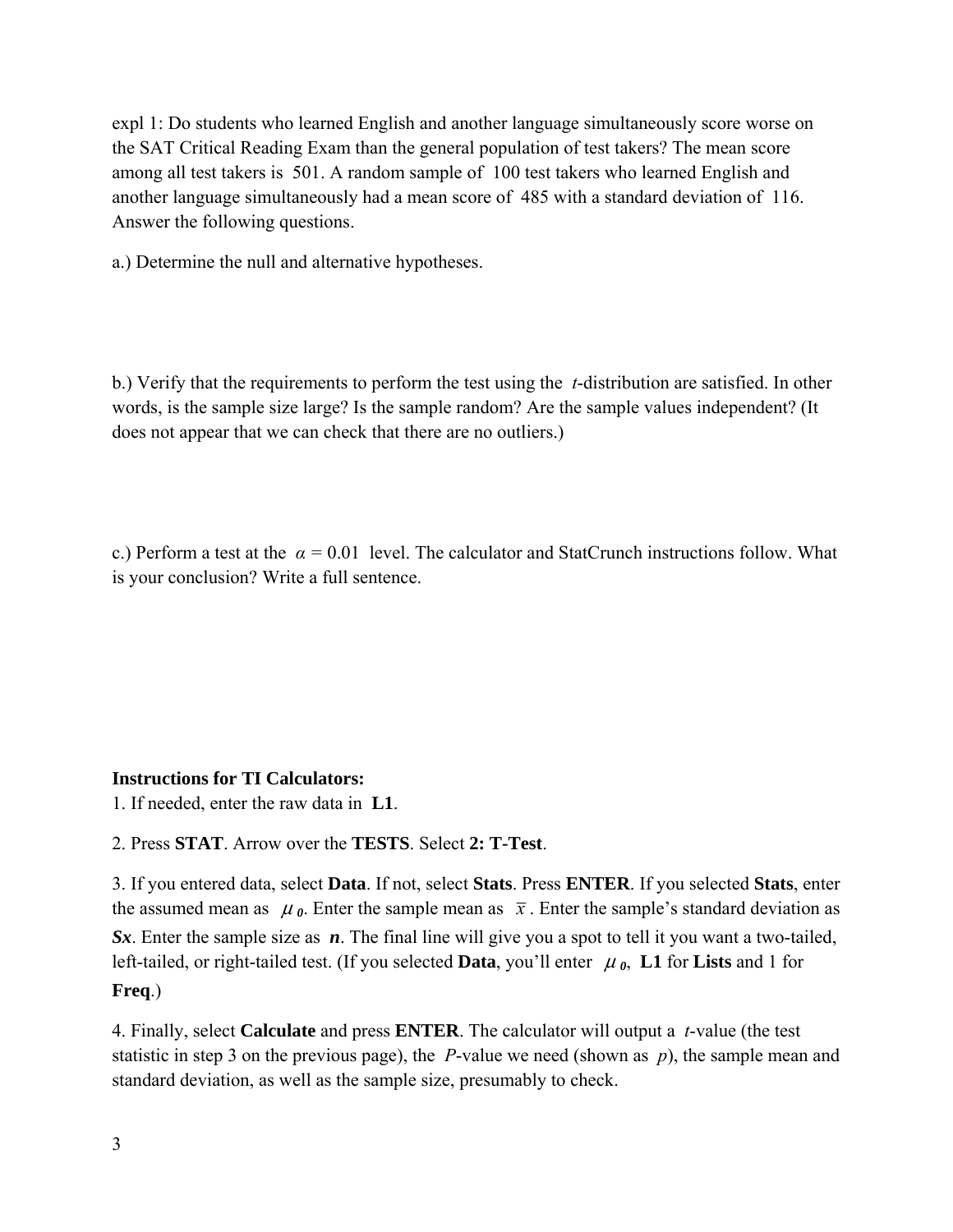expl 1: Do students who learned English and another language simultaneously score worse on the SAT Critical Reading Exam than the general population of test takers? The mean score among all test takers is 501. A random sample of 100 test takers who learned English and another language simultaneously had a mean score of 485 with a standard deviation of 116. Answer the following questions.

a.) Determine the null and alternative hypotheses.

b.) Verify that the requirements to perform the test using the *t*-distribution are satisfied. In other words, is the sample size large? Is the sample random? Are the sample values independent? (It does not appear that we can check that there are no outliers.)

c.) Perform a test at the $\alpha = 0.01$ level. The calculator and StatCrunch instructions follow. What is your conclusion? Write a full sentence.

**Instructions for TI Calculators:**

1. If needed, enter the raw data in **L1**.

2. Press **STAT**. Arrow over the **TESTS**. Select **2: T-Test**.

3. If you entered data, select **Data**. If not, select **Stats**. Press **ENTER**. If you selected **Stats**, enter the assumed mean as $\mu_0$. Enter the sample mean as $\bar{x}$. Enter the sample's standard deviation as ***Sx***. Enter the sample size as ***n***. The final line will give you a spot to tell it you want a two-tailed, left-tailed, or right-tailed test. (If you selected **Data**, you'll enter $\mu_0$, **L1** for **Lists** and 1 for **Freq**.)

4. Finally, select **Calculate** and press **ENTER**. The calculator will output a *t*-value (the test statistic in step 3 on the previous page), the *P*-value we need (shown as *p*), the sample mean and standard deviation, as well as the sample size, presumably to check.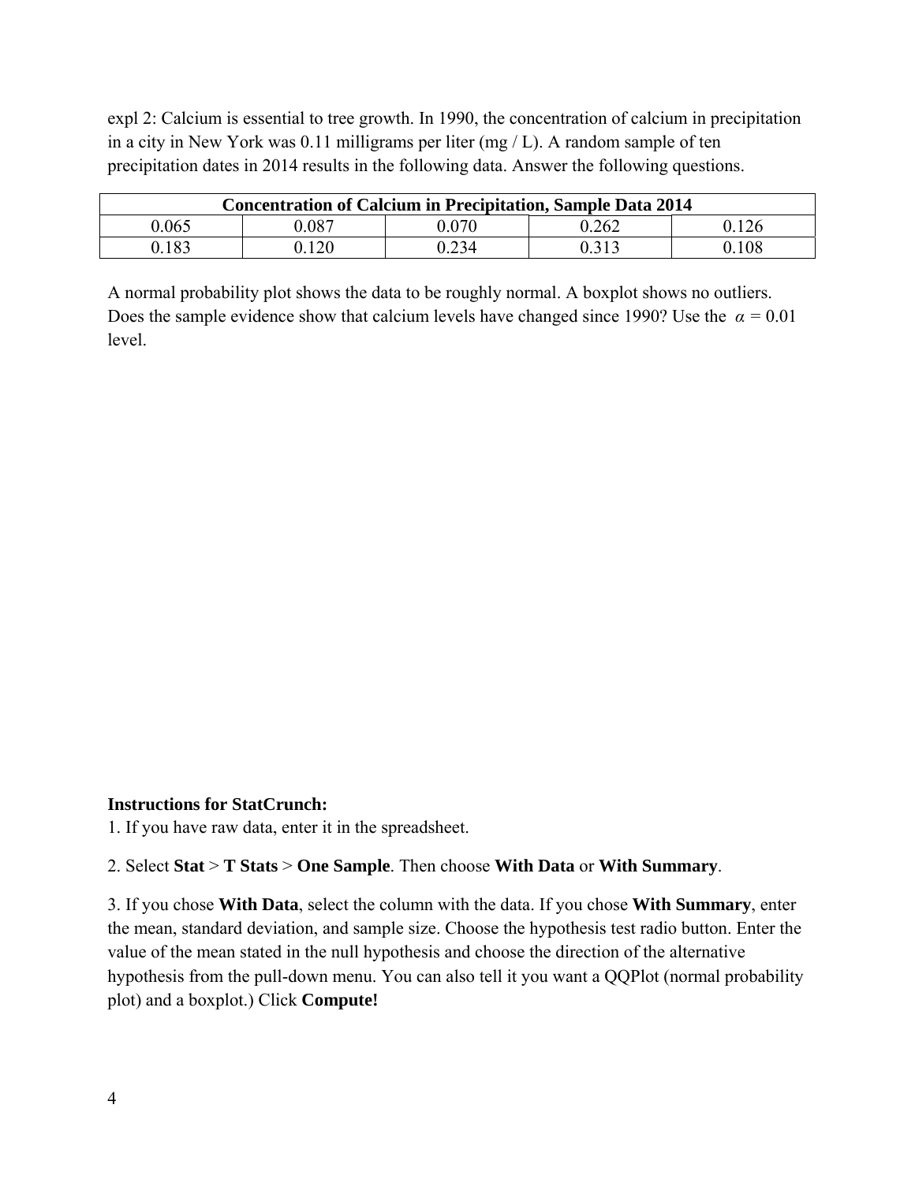expl 2: Calcium is essential to tree growth. In 1990, the concentration of calcium in precipitation in a city in New York was 0.11 milligrams per liter (mg / L). A random sample of ten precipitation dates in 2014 results in the following data. Answer the following questions.

| Concentration of Calcium in Precipitation, Sample Data 2014 | | | | |
|---|---|---|---|---|
| 0.065 | 0.087 | 0.070 | 0.262 | 0.126 |
| 0.183 | 0.120 | 0.234 | 0.313 | 0.108 |

A normal probability plot shows the data to be roughly normal. A boxplot shows no outliers. Does the sample evidence show that calcium levels have changed since 1990? Use the $\alpha = 0.01$ level.

**Instructions for StatCrunch:**

1. If you have raw data, enter it in the spreadsheet.

2. Select **Stat** > **T Stats** > **One Sample**. Then choose **With Data** or **With Summary**.

3. If you chose **With Data**, select the column with the data. If you chose **With Summary**, enter the mean, standard deviation, and sample size. Choose the hypothesis test radio button. Enter the value of the mean stated in the null hypothesis and choose the direction of the alternative hypothesis from the pull-down menu. You can also tell it you want a QQPlot (normal probability plot) and a boxplot.) Click **Compute!**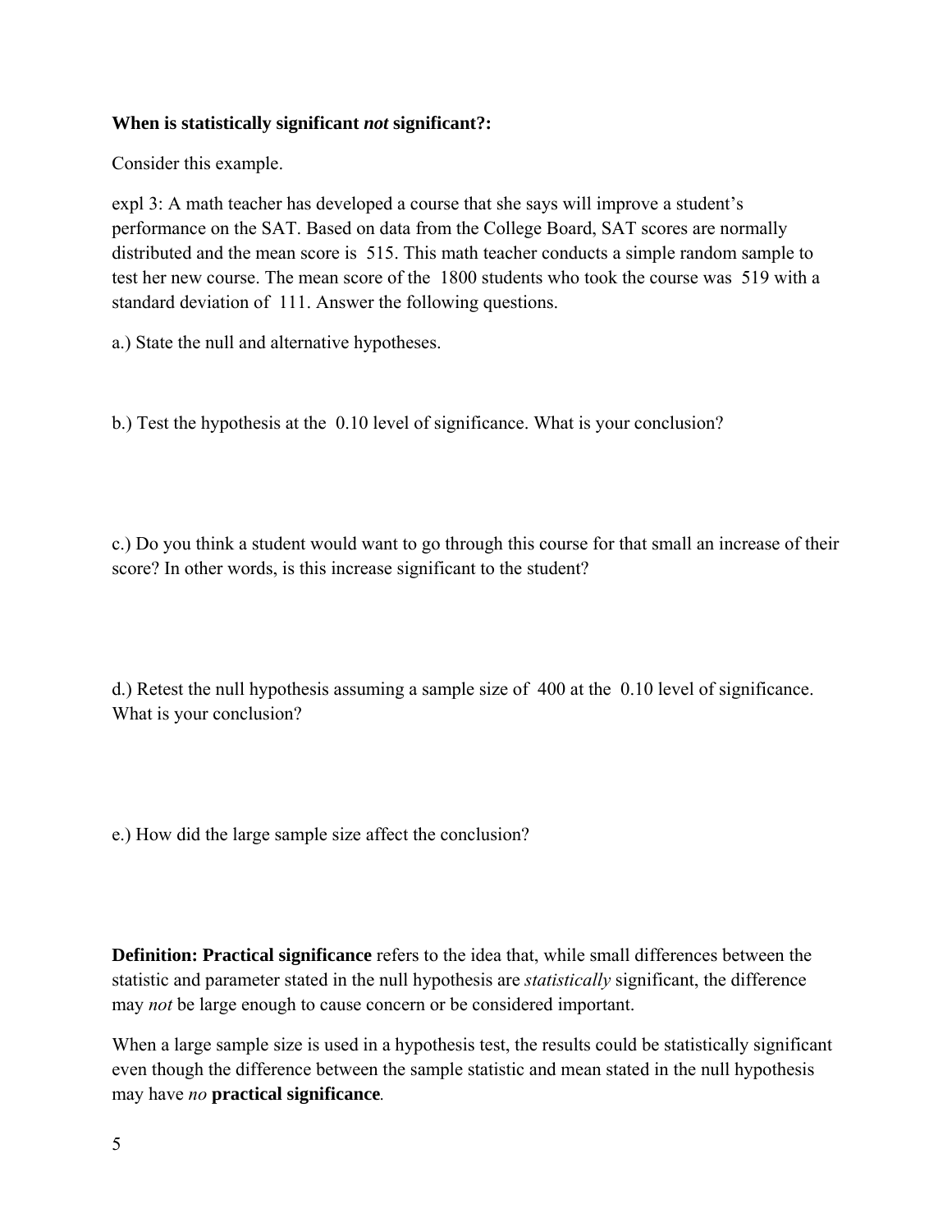**When is statistically significant *not* significant?:**

Consider this example.

expl 3: A math teacher has developed a course that she says will improve a student's performance on the SAT. Based on data from the College Board, SAT scores are normally distributed and the mean score is 515. This math teacher conducts a simple random sample to test her new course. The mean score of the 1800 students who took the course was 519 with a standard deviation of 111. Answer the following questions.

a.) State the null and alternative hypotheses.

b.) Test the hypothesis at the 0.10 level of significance. What is your conclusion?

c.) Do you think a student would want to go through this course for that small an increase of their score? In other words, is this increase significant to the student?

d.) Retest the null hypothesis assuming a sample size of 400 at the 0.10 level of significance. What is your conclusion?

e.) How did the large sample size affect the conclusion?

**Definition: Practical significance** refers to the idea that, while small differences between the statistic and parameter stated in the null hypothesis are *statistically* significant, the difference may *not* be large enough to cause concern or be considered important.

When a large sample size is used in a hypothesis test, the results could be statistically significant even though the difference between the sample statistic and mean stated in the null hypothesis may have *no* **practical significance**.